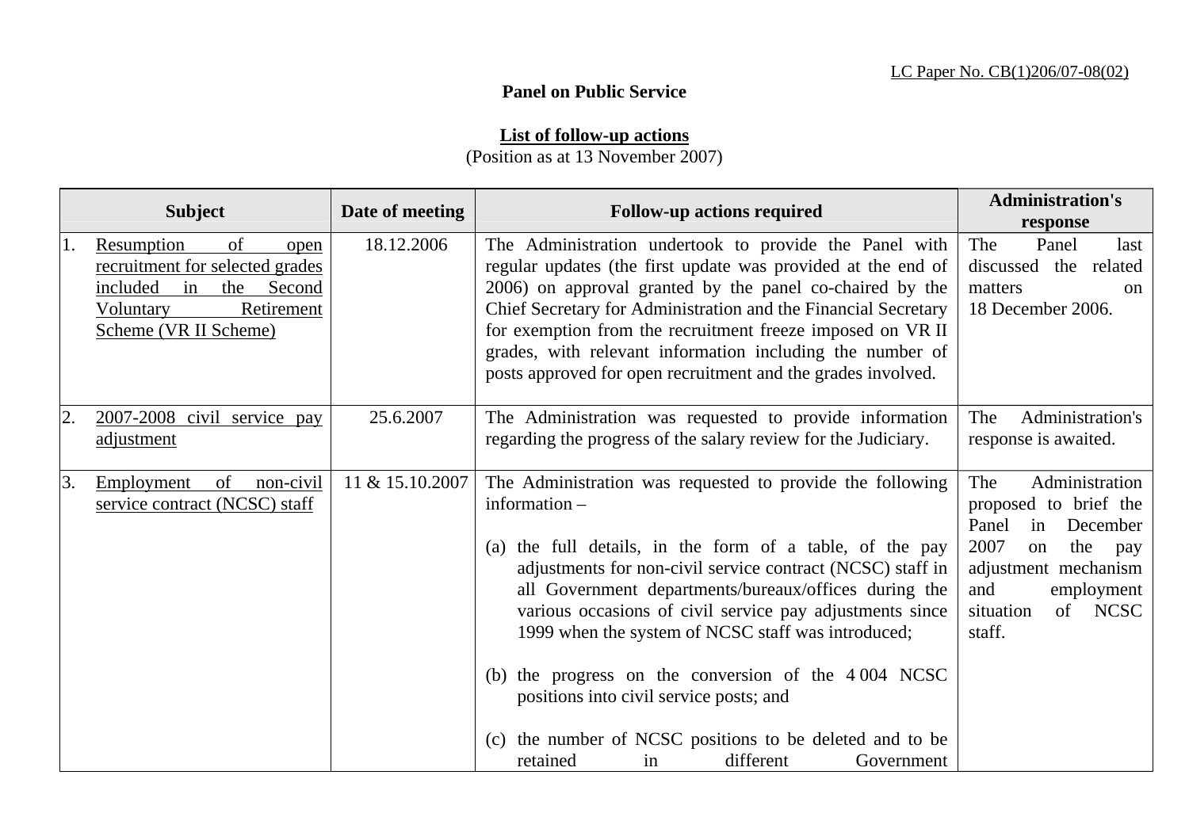LC Paper No. CB(1)206/07-08(02)

**Panel on Public Service**

**List of follow-up actions**
(Position as at 13 November 2007)

| Subject | Date of meeting | Follow-up actions required | Administration's response |
|---|---|---|---|
| 1. Resumption of open recruitment for selected grades included in the Second Voluntary Retirement Scheme (VR II Scheme) | 18.12.2006 | The Administration undertook to provide the Panel with regular updates (the first update was provided at the end of 2006) on approval granted by the panel co-chaired by the Chief Secretary for Administration and the Financial Secretary for exemption from the recruitment freeze imposed on VR II grades, with relevant information including the number of posts approved for open recruitment and the grades involved. | The Panel last discussed the related matters on 18 December 2006. |
| 2. 2007-2008 civil service pay adjustment | 25.6.2007 | The Administration was requested to provide information regarding the progress of the salary review for the Judiciary. | The Administration's response is awaited. |
| 3. Employment of non-civil service contract (NCSC) staff | 11 & 15.10.2007 | The Administration was requested to provide the following information – <br><br> (a) the full details, in the form of a table, of the pay adjustments for non-civil service contract (NCSC) staff in all Government departments/bureaux/offices during the various occasions of civil service pay adjustments since 1999 when the system of NCSC staff was introduced; <br><br> (b) the progress on the conversion of the 4 004 NCSC positions into civil service posts; and <br><br> (c) the number of NCSC positions to be deleted and to be retained in different Government | The Administration proposed to brief the Panel in December 2007 on the pay adjustment mechanism and employment situation of NCSC staff. |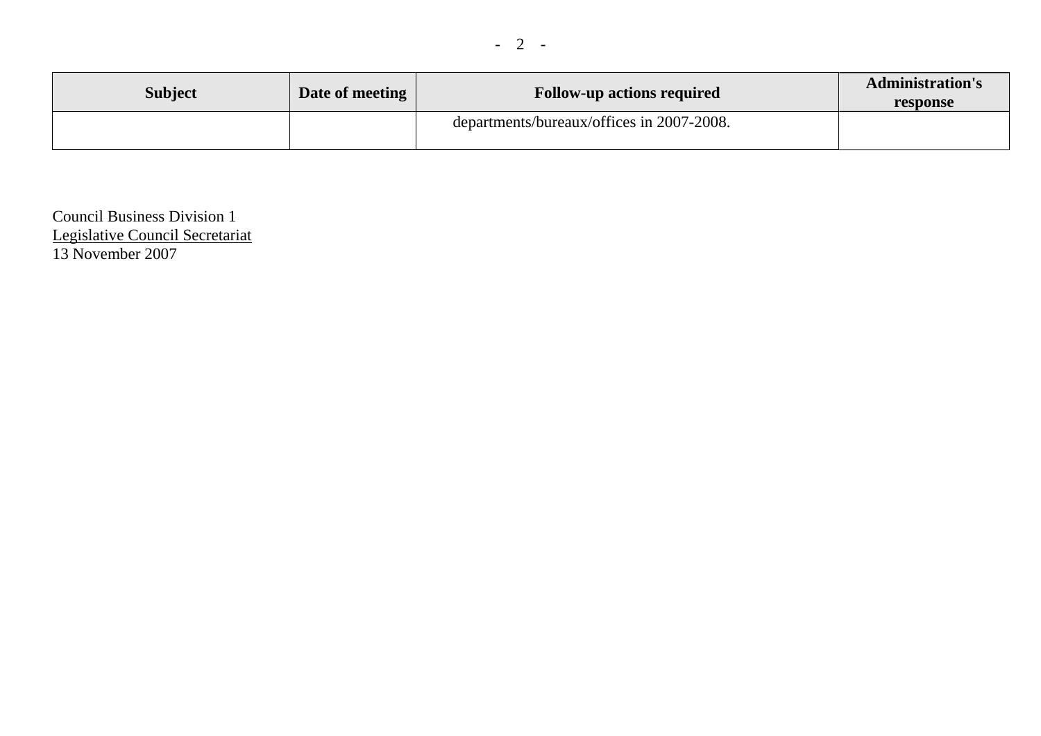| Subject | Date of meeting | Follow-up actions required | Administration's response |
|---|---|---|---|
| | | departments/bureaux/offices in 2007-2008. | |

Council Business Division 1
Legislative Council Secretariat
13 November 2007